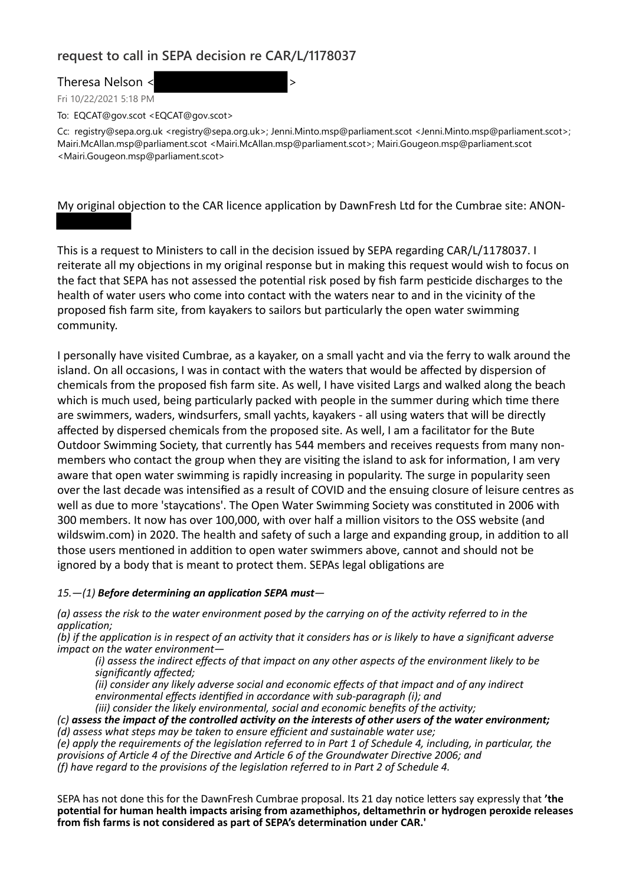# request to call in SEPA decision re CAR/L/1178037

Theresa Nelson < >

Fri 10/22/2021 5:18 PM

To: EQCAT@gov.scot <EQCAT@gov.scot>

Cc: registry@sepa.org.uk <registry@sepa.org.uk>; Jenni.Minto.msp@parliament.scot <Jenni.Minto.msp@parliament.scot>; Mairi.McAllan.msp@parliament.scot <Mairi.McAllan.msp@parliament.scot>; Mairi.Gougeon.msp@parliament.scot <Mairi.Gougeon.msp@parliament.scot>

My original objection to the CAR licence application by DawnFresh Ltd for the Cumbrae site: ANON-

This is a request to Ministers to call in the decision issued by SEPA regarding CAR/L/1178037. I reiterate all my objections in my original response but in making this request would wish to focus on the fact that SEPA has not assessed the potential risk posed by fish farm pesticide discharges to the health of water users who come into contact with the waters near to and in the vicinity of the proposed fish farm site, from kayakers to sailors but particularly the open water swimming community.

I personally have visited Cumbrae, as a kayaker, on a small yacht and via the ferry to walk around the island. On all occasions, I was in contact with the waters that would be affected by dispersion of chemicals from the proposed fish farm site. As well, I have visited Largs and walked along the beach which is much used, being particularly packed with people in the summer during which time there are swimmers, waders, windsurfers, small yachts, kayakers - all using waters that will be directly affected by dispersed chemicals from the proposed site. As well, I am a facilitator for the Bute Outdoor Swimming Society, that currently has 544 members and receives requests from many non-members who contact the group when they are visiting the island to ask for information, I am very aware that open water swimming is rapidly increasing in popularity. The surge in popularity seen over the last decade was intensified as a result of COVID and the ensuing closure of leisure centres as well as due to more 'staycations'. The Open Water Swimming Society was constituted in 2006 with 300 members. It now has over 100,000, with over half a million visitors to the OSS website (and wildswim.com) in 2020. The health and safety of such a large and expanding group, in addition to all those users mentioned in addition to open water swimmers above, cannot and should not be ignored by a body that is meant to protect them. SEPAs legal obligations are

*15.—(1)* ***Before determining an application SEPA must***—

*(a) assess the risk to the water environment posed by the carrying on of the activity referred to in the application;*
*(b) if the application is in respect of an activity that it considers has or is likely to have a significant adverse impact on the water environment—*

> *(i) assess the indirect effects of that impact on any other aspects of the environment likely to be significantly affected;*
> *(ii) consider any likely adverse social and economic effects of that impact and of any indirect environmental effects identified in accordance with sub-paragraph (i); and*
> *(iii) consider the likely environmental, social and economic benefits of the activity;*

*(c)* ***assess the impact of the controlled activity on the interests of other users of the water environment;***
*(d) assess what steps may be taken to ensure efficient and sustainable water use;*
*(e) apply the requirements of the legislation referred to in Part 1 of Schedule 4, including, in particular, the provisions of Article 4 of the Directive and Article 6 of the Groundwater Directive 2006; and*
*(f) have regard to the provisions of the legislation referred to in Part 2 of Schedule 4.*

SEPA has not done this for the DawnFresh Cumbrae proposal. Its 21 day notice letters say expressly that **'the potential for human health impacts arising from azamethiphos, deltamethrin or hydrogen peroxide releases from fish farms is not considered as part of SEPA's determination under CAR.'**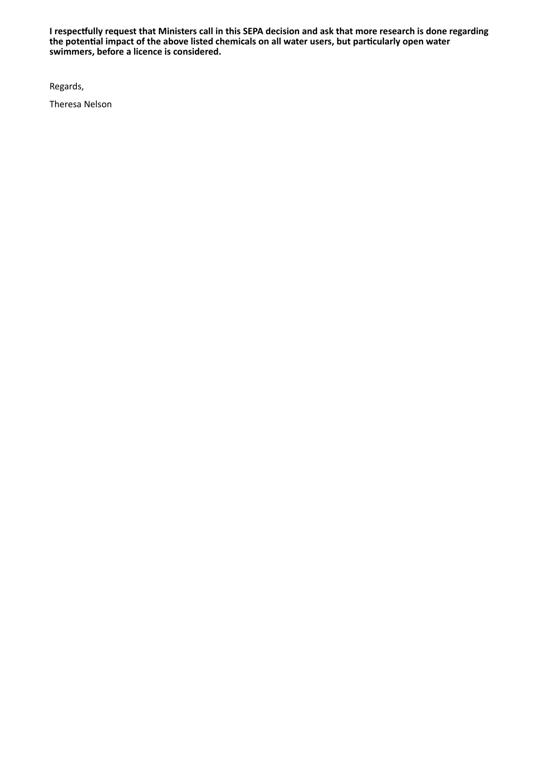**I respectfully request that Ministers call in this SEPA decision and ask that more research is done regarding the potential impact of the above listed chemicals on all water users, but particularly open water swimmers, before a licence is considered.**

Regards,

Theresa Nelson